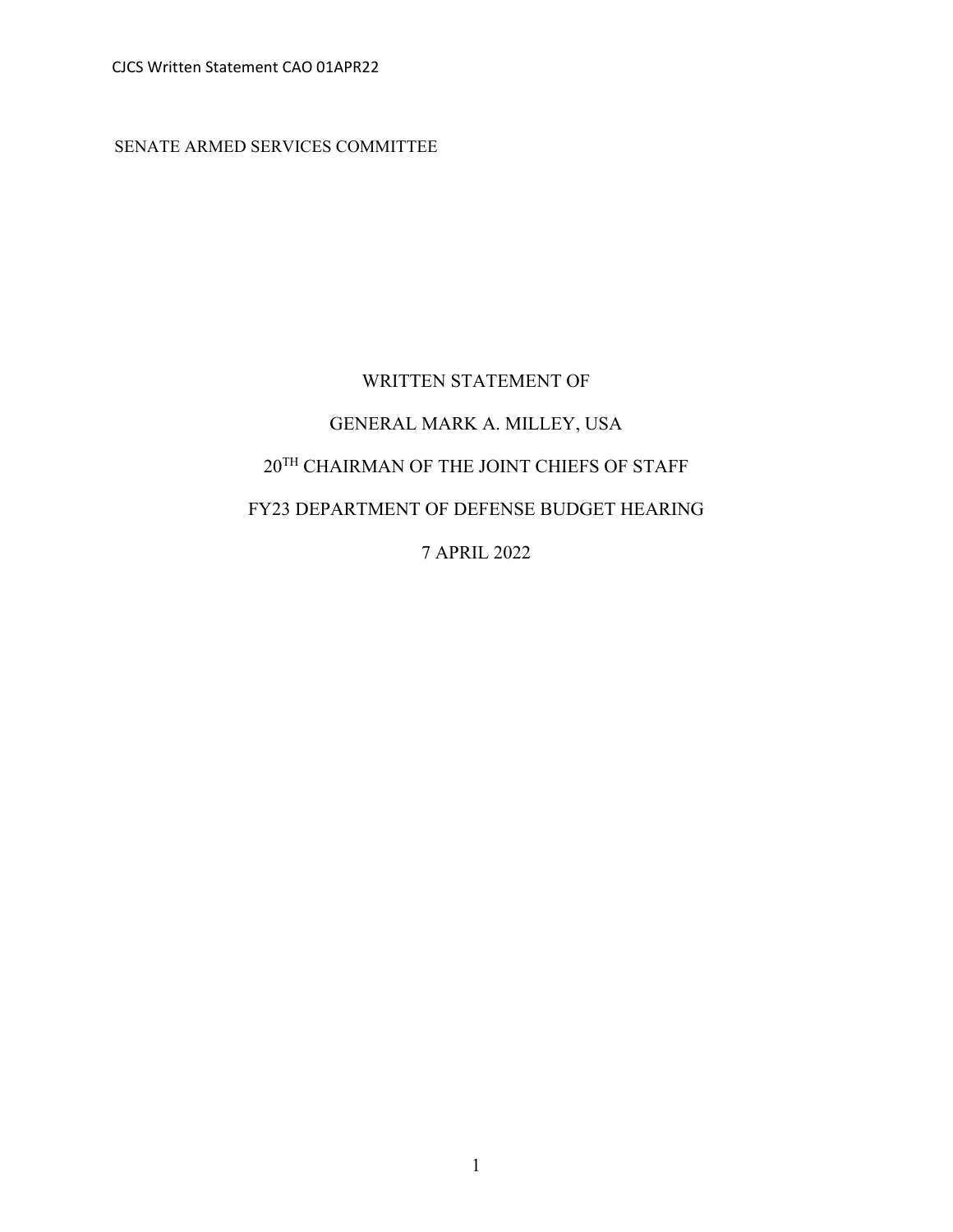SENATE ARMED SERVICES COMMITTEE

WRITTEN STATEMENT OF

GENERAL MARK A. MILLEY, USA

20TH CHAIRMAN OF THE JOINT CHIEFS OF STAFF

FY23 DEPARTMENT OF DEFENSE BUDGET HEARING

7 APRIL 2022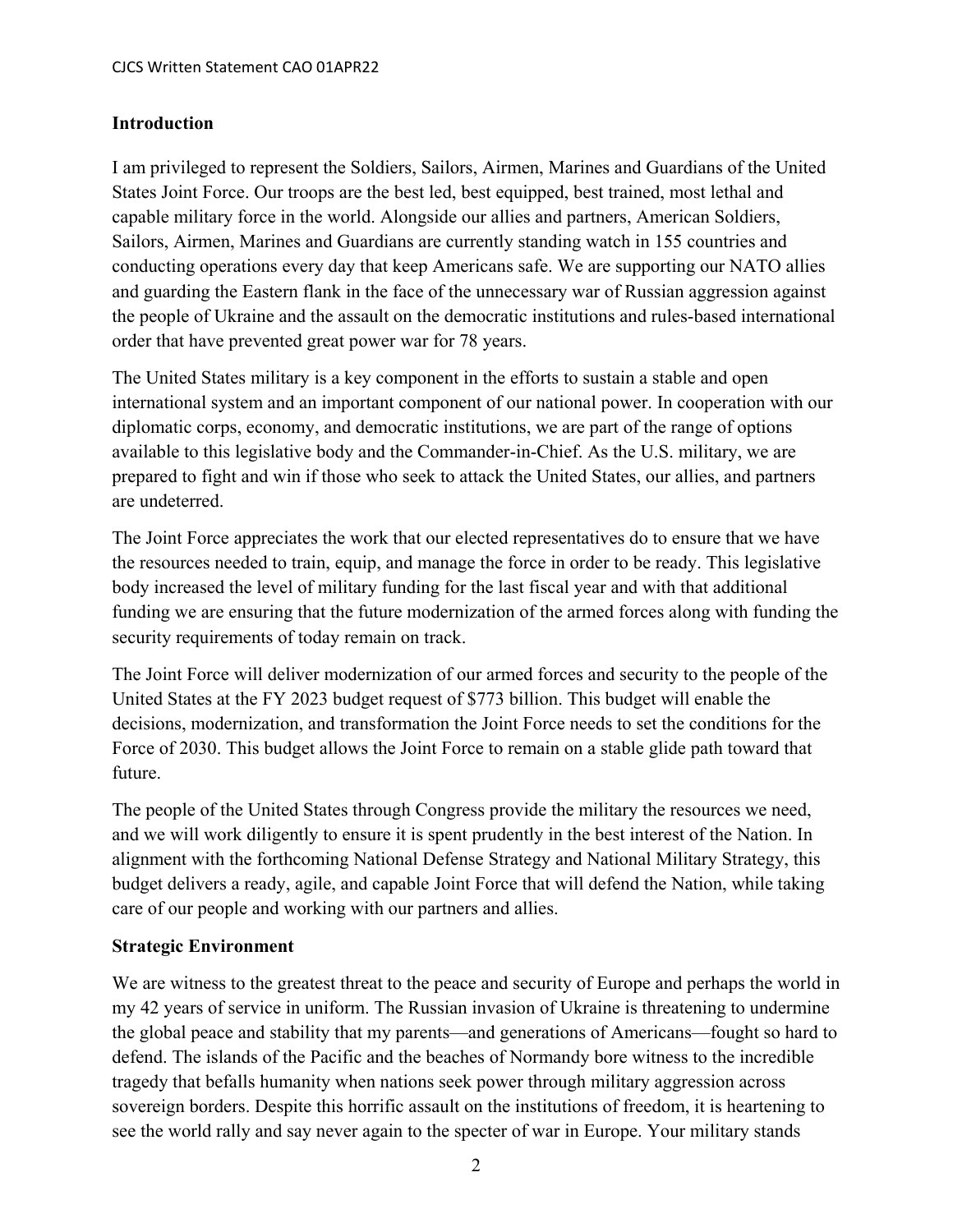## Introduction

I am privileged to represent the Soldiers, Sailors, Airmen, Marines and Guardians of the United States Joint Force. Our troops are the best led, best equipped, best trained, most lethal and capable military force in the world. Alongside our allies and partners, American Soldiers, Sailors, Airmen, Marines and Guardians are currently standing watch in 155 countries and conducting operations every day that keep Americans safe. We are supporting our NATO allies and guarding the Eastern flank in the face of the unnecessary war of Russian aggression against the people of Ukraine and the assault on the democratic institutions and rules-based international order that have prevented great power war for 78 years.

The United States military is a key component in the efforts to sustain a stable and open international system and an important component of our national power. In cooperation with our diplomatic corps, economy, and democratic institutions, we are part of the range of options available to this legislative body and the Commander-in-Chief. As the U.S. military, we are prepared to fight and win if those who seek to attack the United States, our allies, and partners are undeterred.

The Joint Force appreciates the work that our elected representatives do to ensure that we have the resources needed to train, equip, and manage the force in order to be ready. This legislative body increased the level of military funding for the last fiscal year and with that additional funding we are ensuring that the future modernization of the armed forces along with funding the security requirements of today remain on track.

The Joint Force will deliver modernization of our armed forces and security to the people of the United States at the FY 2023 budget request of $773 billion. This budget will enable the decisions, modernization, and transformation the Joint Force needs to set the conditions for the Force of 2030. This budget allows the Joint Force to remain on a stable glide path toward that future.

The people of the United States through Congress provide the military the resources we need, and we will work diligently to ensure it is spent prudently in the best interest of the Nation. In alignment with the forthcoming National Defense Strategy and National Military Strategy, this budget delivers a ready, agile, and capable Joint Force that will defend the Nation, while taking care of our people and working with our partners and allies.

## Strategic Environment

We are witness to the greatest threat to the peace and security of Europe and perhaps the world in my 42 years of service in uniform. The Russian invasion of Ukraine is threatening to undermine the global peace and stability that my parents—and generations of Americans—fought so hard to defend. The islands of the Pacific and the beaches of Normandy bore witness to the incredible tragedy that befalls humanity when nations seek power through military aggression across sovereign borders. Despite this horrific assault on the institutions of freedom, it is heartening to see the world rally and say never again to the specter of war in Europe. Your military stands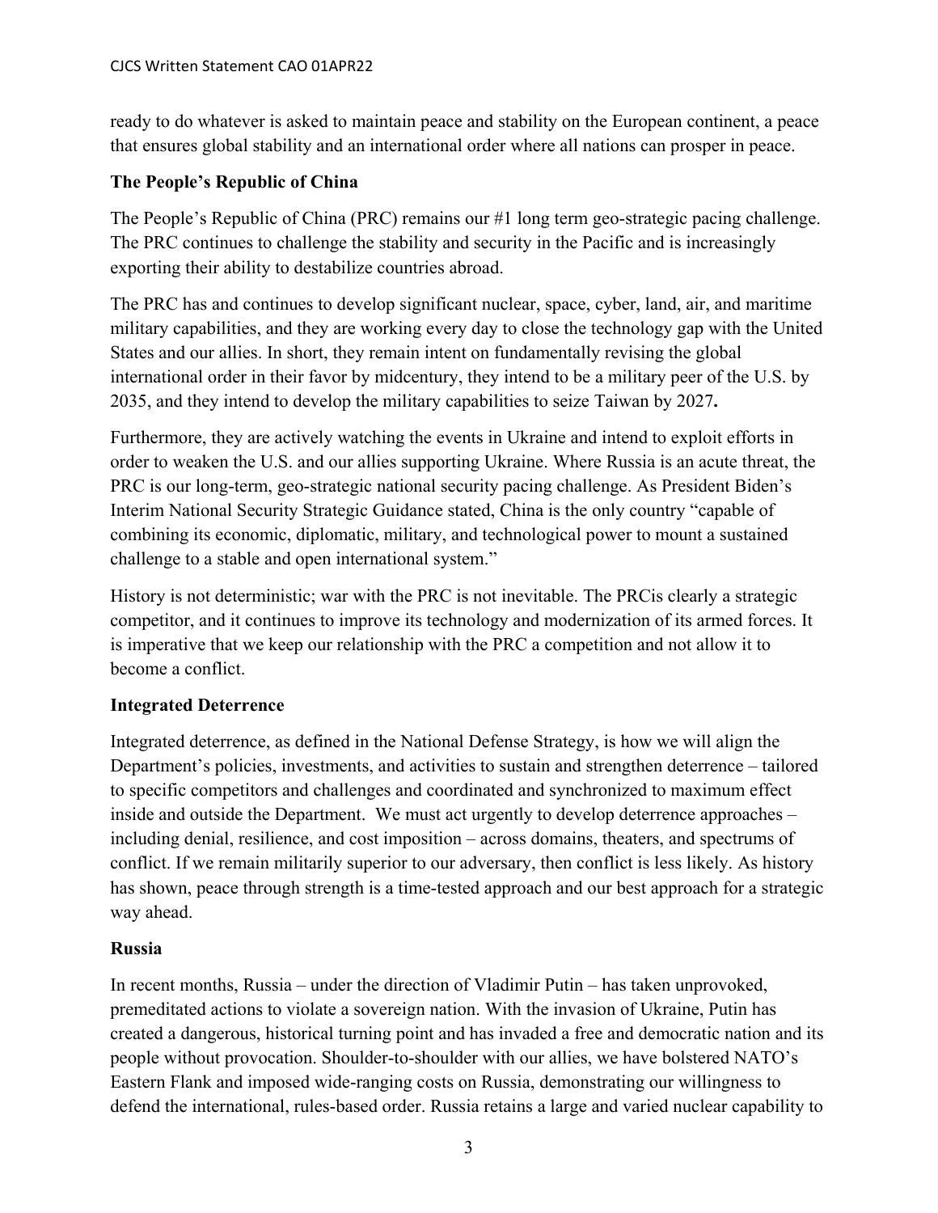ready to do whatever is asked to maintain peace and stability on the European continent, a peace that ensures global stability and an international order where all nations can prosper in peace.

**The People's Republic of China**

The People's Republic of China (PRC) remains our #1 long term geo-strategic pacing challenge. The PRC continues to challenge the stability and security in the Pacific and is increasingly exporting their ability to destabilize countries abroad.

The PRC has and continues to develop significant nuclear, space, cyber, land, air, and maritime military capabilities, and they are working every day to close the technology gap with the United States and our allies. In short, they remain intent on fundamentally revising the global international order in their favor by midcentury, they intend to be a military peer of the U.S. by 2035, and they intend to develop the military capabilities to seize Taiwan by 2027**.**

Furthermore, they are actively watching the events in Ukraine and intend to exploit efforts in order to weaken the U.S. and our allies supporting Ukraine. Where Russia is an acute threat, the PRC is our long-term, geo-strategic national security pacing challenge. As President Biden's Interim National Security Strategic Guidance stated, China is the only country "capable of combining its economic, diplomatic, military, and technological power to mount a sustained challenge to a stable and open international system."

History is not deterministic; war with the PRC is not inevitable. The PRCis clearly a strategic competitor, and it continues to improve its technology and modernization of its armed forces. It is imperative that we keep our relationship with the PRC a competition and not allow it to become a conflict.

**Integrated Deterrence**

Integrated deterrence, as defined in the National Defense Strategy, is how we will align the Department's policies, investments, and activities to sustain and strengthen deterrence – tailored to specific competitors and challenges and coordinated and synchronized to maximum effect inside and outside the Department. We must act urgently to develop deterrence approaches – including denial, resilience, and cost imposition – across domains, theaters, and spectrums of conflict. If we remain militarily superior to our adversary, then conflict is less likely. As history has shown, peace through strength is a time-tested approach and our best approach for a strategic way ahead.

**Russia**

In recent months, Russia – under the direction of Vladimir Putin – has taken unprovoked, premeditated actions to violate a sovereign nation. With the invasion of Ukraine, Putin has created a dangerous, historical turning point and has invaded a free and democratic nation and its people without provocation. Shoulder-to-shoulder with our allies, we have bolstered NATO's Eastern Flank and imposed wide-ranging costs on Russia, demonstrating our willingness to defend the international, rules-based order. Russia retains a large and varied nuclear capability to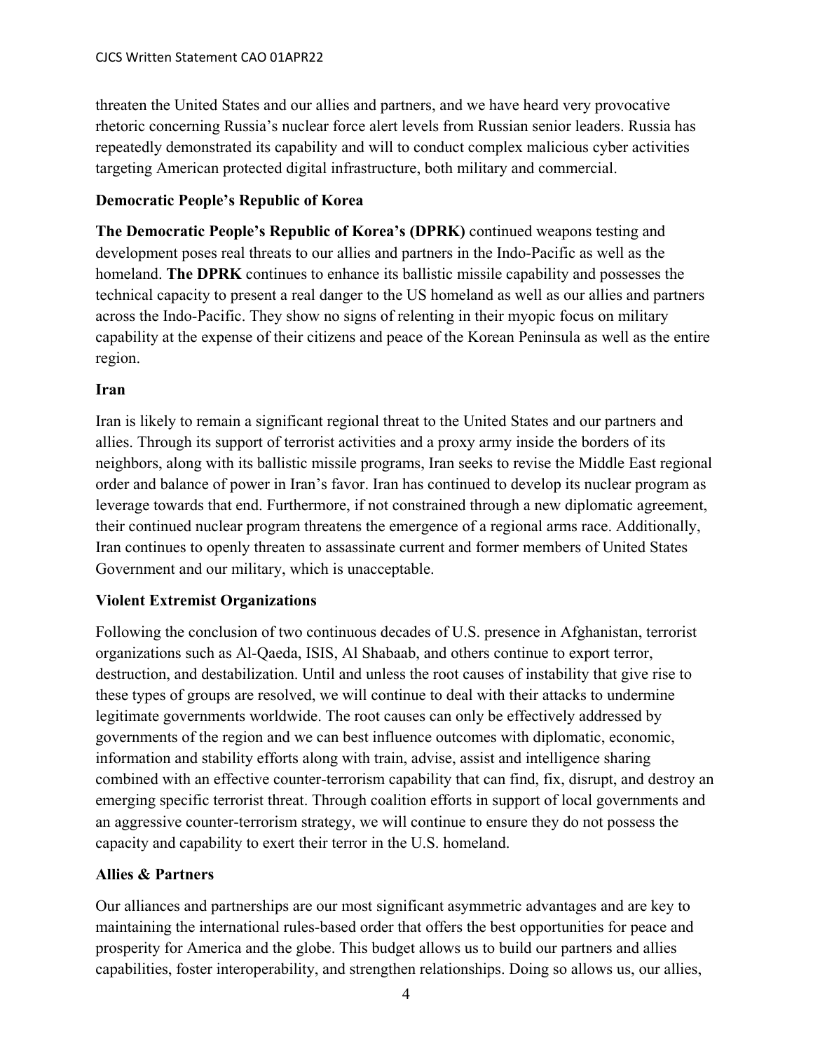threaten the United States and our allies and partners, and we have heard very provocative rhetoric concerning Russia's nuclear force alert levels from Russian senior leaders. Russia has repeatedly demonstrated its capability and will to conduct complex malicious cyber activities targeting American protected digital infrastructure, both military and commercial.

**Democratic People's Republic of Korea**

**The Democratic People's Republic of Korea's (DPRK)** continued weapons testing and development poses real threats to our allies and partners in the Indo-Pacific as well as the homeland. **The DPRK** continues to enhance its ballistic missile capability and possesses the technical capacity to present a real danger to the US homeland as well as our allies and partners across the Indo-Pacific. They show no signs of relenting in their myopic focus on military capability at the expense of their citizens and peace of the Korean Peninsula as well as the entire region.

**Iran**

Iran is likely to remain a significant regional threat to the United States and our partners and allies. Through its support of terrorist activities and a proxy army inside the borders of its neighbors, along with its ballistic missile programs, Iran seeks to revise the Middle East regional order and balance of power in Iran's favor. Iran has continued to develop its nuclear program as leverage towards that end. Furthermore, if not constrained through a new diplomatic agreement, their continued nuclear program threatens the emergence of a regional arms race. Additionally, Iran continues to openly threaten to assassinate current and former members of United States Government and our military, which is unacceptable.

**Violent Extremist Organizations**

Following the conclusion of two continuous decades of U.S. presence in Afghanistan, terrorist organizations such as Al-Qaeda, ISIS, Al Shabaab, and others continue to export terror, destruction, and destabilization. Until and unless the root causes of instability that give rise to these types of groups are resolved, we will continue to deal with their attacks to undermine legitimate governments worldwide. The root causes can only be effectively addressed by governments of the region and we can best influence outcomes with diplomatic, economic, information and stability efforts along with train, advise, assist and intelligence sharing combined with an effective counter-terrorism capability that can find, fix, disrupt, and destroy an emerging specific terrorist threat. Through coalition efforts in support of local governments and an aggressive counter-terrorism strategy, we will continue to ensure they do not possess the capacity and capability to exert their terror in the U.S. homeland.

**Allies & Partners**

Our alliances and partnerships are our most significant asymmetric advantages and are key to maintaining the international rules-based order that offers the best opportunities for peace and prosperity for America and the globe. This budget allows us to build our partners and allies capabilities, foster interoperability, and strengthen relationships. Doing so allows us, our allies,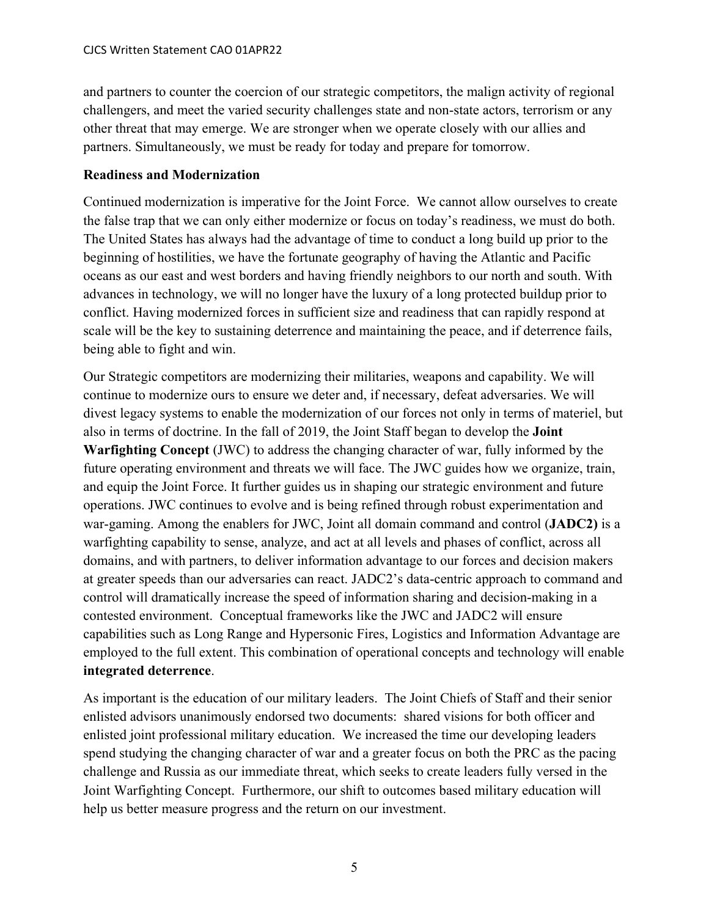and partners to counter the coercion of our strategic competitors, the malign activity of regional challengers, and meet the varied security challenges state and non-state actors, terrorism or any other threat that may emerge. We are stronger when we operate closely with our allies and partners. Simultaneously, we must be ready for today and prepare for tomorrow.

**Readiness and Modernization**

Continued modernization is imperative for the Joint Force. We cannot allow ourselves to create the false trap that we can only either modernize or focus on today's readiness, we must do both. The United States has always had the advantage of time to conduct a long build up prior to the beginning of hostilities, we have the fortunate geography of having the Atlantic and Pacific oceans as our east and west borders and having friendly neighbors to our north and south. With advances in technology, we will no longer have the luxury of a long protected buildup prior to conflict. Having modernized forces in sufficient size and readiness that can rapidly respond at scale will be the key to sustaining deterrence and maintaining the peace, and if deterrence fails, being able to fight and win.

Our Strategic competitors are modernizing their militaries, weapons and capability. We will continue to modernize ours to ensure we deter and, if necessary, defeat adversaries. We will divest legacy systems to enable the modernization of our forces not only in terms of materiel, but also in terms of doctrine. In the fall of 2019, the Joint Staff began to develop the **Joint Warfighting Concept** (JWC) to address the changing character of war, fully informed by the future operating environment and threats we will face. The JWC guides how we organize, train, and equip the Joint Force. It further guides us in shaping our strategic environment and future operations. JWC continues to evolve and is being refined through robust experimentation and war-gaming. Among the enablers for JWC, Joint all domain command and control (**JADC2)** is a warfighting capability to sense, analyze, and act at all levels and phases of conflict, across all domains, and with partners, to deliver information advantage to our forces and decision makers at greater speeds than our adversaries can react. JADC2's data-centric approach to command and control will dramatically increase the speed of information sharing and decision-making in a contested environment. Conceptual frameworks like the JWC and JADC2 will ensure capabilities such as Long Range and Hypersonic Fires, Logistics and Information Advantage are employed to the full extent. This combination of operational concepts and technology will enable **integrated deterrence**.

As important is the education of our military leaders. The Joint Chiefs of Staff and their senior enlisted advisors unanimously endorsed two documents: shared visions for both officer and enlisted joint professional military education. We increased the time our developing leaders spend studying the changing character of war and a greater focus on both the PRC as the pacing challenge and Russia as our immediate threat, which seeks to create leaders fully versed in the Joint Warfighting Concept. Furthermore, our shift to outcomes based military education will help us better measure progress and the return on our investment.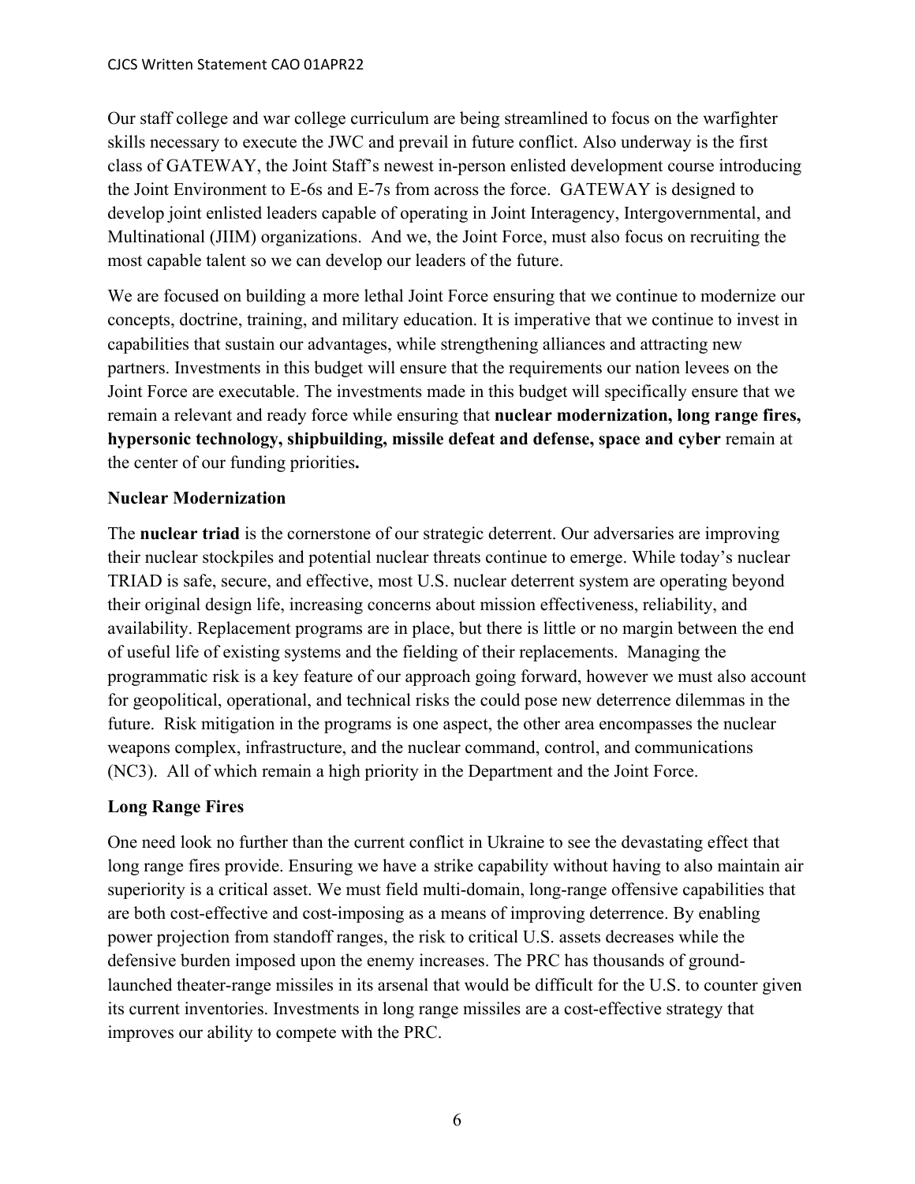Our staff college and war college curriculum are being streamlined to focus on the warfighter skills necessary to execute the JWC and prevail in future conflict. Also underway is the first class of GATEWAY, the Joint Staff's newest in-person enlisted development course introducing the Joint Environment to E-6s and E-7s from across the force. GATEWAY is designed to develop joint enlisted leaders capable of operating in Joint Interagency, Intergovernmental, and Multinational (JIIM) organizations. And we, the Joint Force, must also focus on recruiting the most capable talent so we can develop our leaders of the future.

We are focused on building a more lethal Joint Force ensuring that we continue to modernize our concepts, doctrine, training, and military education. It is imperative that we continue to invest in capabilities that sustain our advantages, while strengthening alliances and attracting new partners. Investments in this budget will ensure that the requirements our nation levees on the Joint Force are executable. The investments made in this budget will specifically ensure that we remain a relevant and ready force while ensuring that **nuclear modernization, long range fires, hypersonic technology, shipbuilding, missile defeat and defense, space and cyber** remain at the center of our funding priorities**.**

**Nuclear Modernization**

The **nuclear triad** is the cornerstone of our strategic deterrent. Our adversaries are improving their nuclear stockpiles and potential nuclear threats continue to emerge. While today's nuclear TRIAD is safe, secure, and effective, most U.S. nuclear deterrent system are operating beyond their original design life, increasing concerns about mission effectiveness, reliability, and availability. Replacement programs are in place, but there is little or no margin between the end of useful life of existing systems and the fielding of their replacements. Managing the programmatic risk is a key feature of our approach going forward, however we must also account for geopolitical, operational, and technical risks the could pose new deterrence dilemmas in the future. Risk mitigation in the programs is one aspect, the other area encompasses the nuclear weapons complex, infrastructure, and the nuclear command, control, and communications (NC3). All of which remain a high priority in the Department and the Joint Force.

**Long Range Fires**

One need look no further than the current conflict in Ukraine to see the devastating effect that long range fires provide. Ensuring we have a strike capability without having to also maintain air superiority is a critical asset. We must field multi-domain, long-range offensive capabilities that are both cost-effective and cost-imposing as a means of improving deterrence. By enabling power projection from standoff ranges, the risk to critical U.S. assets decreases while the defensive burden imposed upon the enemy increases. The PRC has thousands of ground-launched theater-range missiles in its arsenal that would be difficult for the U.S. to counter given its current inventories. Investments in long range missiles are a cost-effective strategy that improves our ability to compete with the PRC.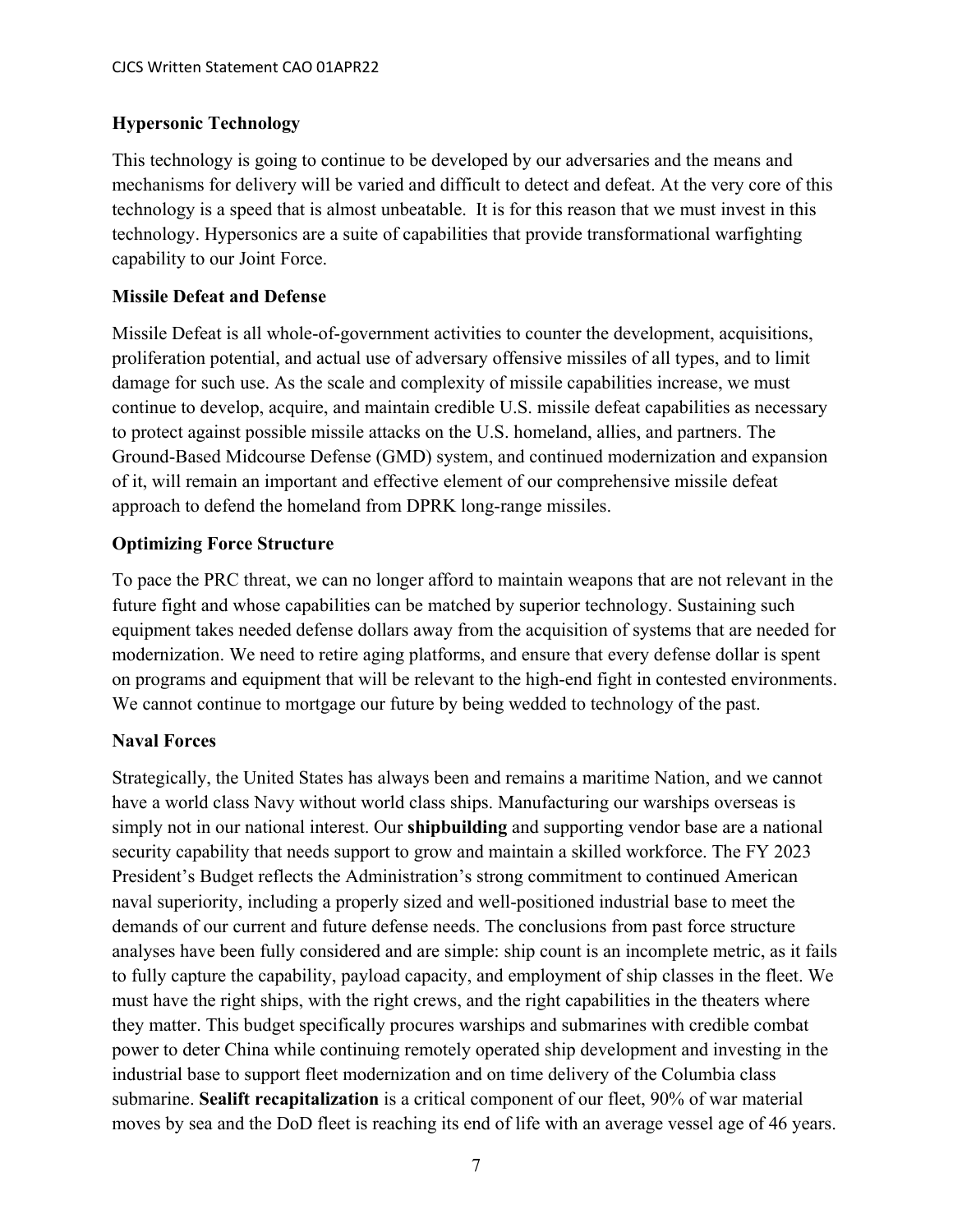**Hypersonic Technology**

This technology is going to continue to be developed by our adversaries and the means and mechanisms for delivery will be varied and difficult to detect and defeat. At the very core of this technology is a speed that is almost unbeatable. It is for this reason that we must invest in this technology. Hypersonics are a suite of capabilities that provide transformational warfighting capability to our Joint Force.

**Missile Defeat and Defense**

Missile Defeat is all whole-of-government activities to counter the development, acquisitions, proliferation potential, and actual use of adversary offensive missiles of all types, and to limit damage for such use. As the scale and complexity of missile capabilities increase, we must continue to develop, acquire, and maintain credible U.S. missile defeat capabilities as necessary to protect against possible missile attacks on the U.S. homeland, allies, and partners. The Ground-Based Midcourse Defense (GMD) system, and continued modernization and expansion of it, will remain an important and effective element of our comprehensive missile defeat approach to defend the homeland from DPRK long-range missiles.

**Optimizing Force Structure**

To pace the PRC threat, we can no longer afford to maintain weapons that are not relevant in the future fight and whose capabilities can be matched by superior technology. Sustaining such equipment takes needed defense dollars away from the acquisition of systems that are needed for modernization. We need to retire aging platforms, and ensure that every defense dollar is spent on programs and equipment that will be relevant to the high-end fight in contested environments. We cannot continue to mortgage our future by being wedded to technology of the past.

**Naval Forces**

Strategically, the United States has always been and remains a maritime Nation, and we cannot have a world class Navy without world class ships. Manufacturing our warships overseas is simply not in our national interest. Our **shipbuilding** and supporting vendor base are a national security capability that needs support to grow and maintain a skilled workforce. The FY 2023 President's Budget reflects the Administration's strong commitment to continued American naval superiority, including a properly sized and well-positioned industrial base to meet the demands of our current and future defense needs. The conclusions from past force structure analyses have been fully considered and are simple: ship count is an incomplete metric, as it fails to fully capture the capability, payload capacity, and employment of ship classes in the fleet. We must have the right ships, with the right crews, and the right capabilities in the theaters where they matter. This budget specifically procures warships and submarines with credible combat power to deter China while continuing remotely operated ship development and investing in the industrial base to support fleet modernization and on time delivery of the Columbia class submarine. **Sealift recapitalization** is a critical component of our fleet, 90% of war material moves by sea and the DoD fleet is reaching its end of life with an average vessel age of 46 years.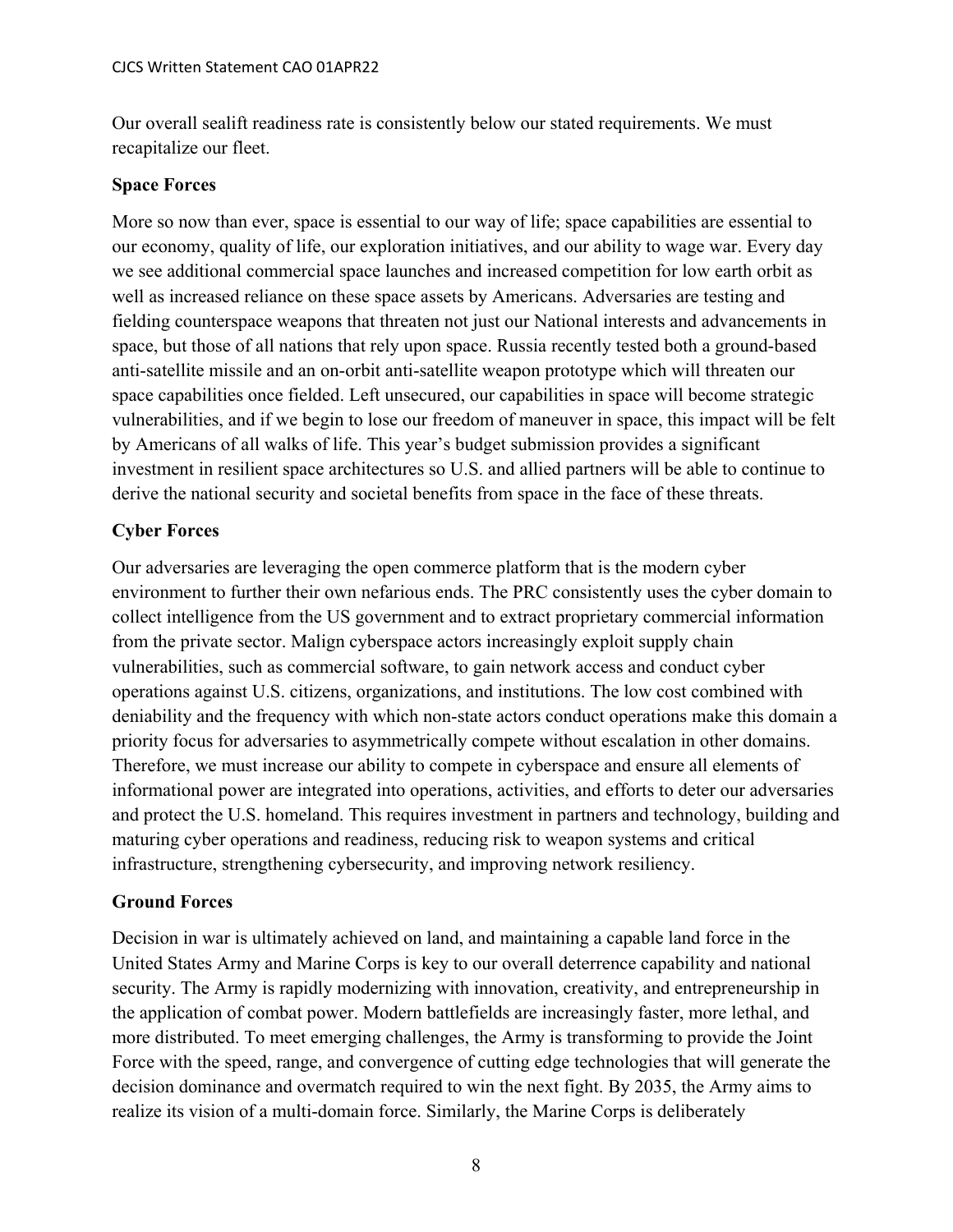Our overall sealift readiness rate is consistently below our stated requirements. We must recapitalize our fleet.

**Space Forces**

More so now than ever, space is essential to our way of life; space capabilities are essential to our economy, quality of life, our exploration initiatives, and our ability to wage war. Every day we see additional commercial space launches and increased competition for low earth orbit as well as increased reliance on these space assets by Americans. Adversaries are testing and fielding counterspace weapons that threaten not just our National interests and advancements in space, but those of all nations that rely upon space. Russia recently tested both a ground-based anti-satellite missile and an on-orbit anti-satellite weapon prototype which will threaten our space capabilities once fielded. Left unsecured, our capabilities in space will become strategic vulnerabilities, and if we begin to lose our freedom of maneuver in space, this impact will be felt by Americans of all walks of life. This year's budget submission provides a significant investment in resilient space architectures so U.S. and allied partners will be able to continue to derive the national security and societal benefits from space in the face of these threats.

**Cyber Forces**

Our adversaries are leveraging the open commerce platform that is the modern cyber environment to further their own nefarious ends. The PRC consistently uses the cyber domain to collect intelligence from the US government and to extract proprietary commercial information from the private sector. Malign cyberspace actors increasingly exploit supply chain vulnerabilities, such as commercial software, to gain network access and conduct cyber operations against U.S. citizens, organizations, and institutions. The low cost combined with deniability and the frequency with which non-state actors conduct operations make this domain a priority focus for adversaries to asymmetrically compete without escalation in other domains. Therefore, we must increase our ability to compete in cyberspace and ensure all elements of informational power are integrated into operations, activities, and efforts to deter our adversaries and protect the U.S. homeland. This requires investment in partners and technology, building and maturing cyber operations and readiness, reducing risk to weapon systems and critical infrastructure, strengthening cybersecurity, and improving network resiliency.

**Ground Forces**

Decision in war is ultimately achieved on land, and maintaining a capable land force in the United States Army and Marine Corps is key to our overall deterrence capability and national security. The Army is rapidly modernizing with innovation, creativity, and entrepreneurship in the application of combat power. Modern battlefields are increasingly faster, more lethal, and more distributed. To meet emerging challenges, the Army is transforming to provide the Joint Force with the speed, range, and convergence of cutting edge technologies that will generate the decision dominance and overmatch required to win the next fight. By 2035, the Army aims to realize its vision of a multi-domain force. Similarly, the Marine Corps is deliberately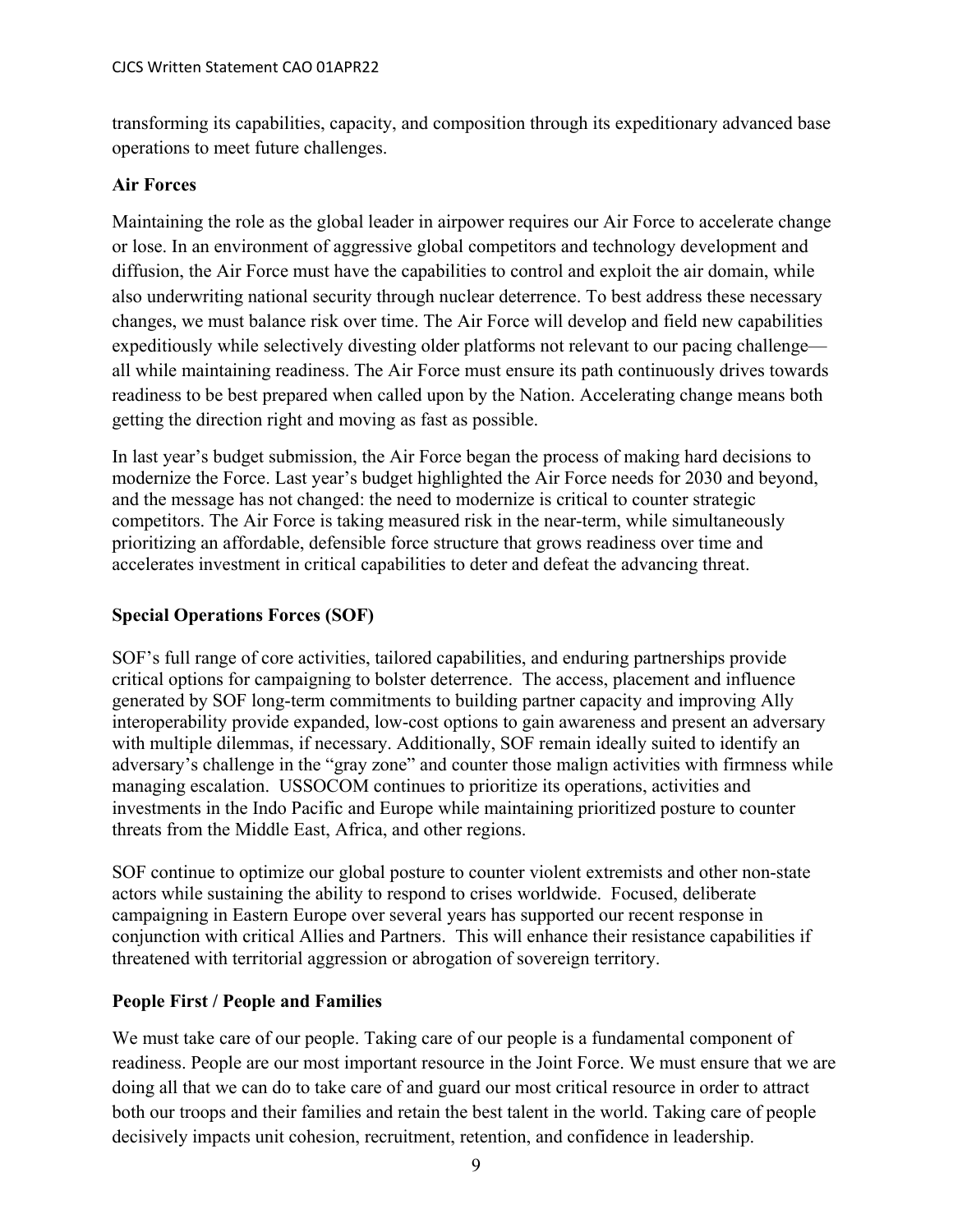transforming its capabilities, capacity, and composition through its expeditionary advanced base operations to meet future challenges.

**Air Forces**

Maintaining the role as the global leader in airpower requires our Air Force to accelerate change or lose. In an environment of aggressive global competitors and technology development and diffusion, the Air Force must have the capabilities to control and exploit the air domain, while also underwriting national security through nuclear deterrence. To best address these necessary changes, we must balance risk over time. The Air Force will develop and field new capabilities expeditiously while selectively divesting older platforms not relevant to our pacing challenge—all while maintaining readiness. The Air Force must ensure its path continuously drives towards readiness to be best prepared when called upon by the Nation. Accelerating change means both getting the direction right and moving as fast as possible.

In last year's budget submission, the Air Force began the process of making hard decisions to modernize the Force. Last year's budget highlighted the Air Force needs for 2030 and beyond, and the message has not changed: the need to modernize is critical to counter strategic competitors. The Air Force is taking measured risk in the near-term, while simultaneously prioritizing an affordable, defensible force structure that grows readiness over time and accelerates investment in critical capabilities to deter and defeat the advancing threat.

**Special Operations Forces (SOF)**

SOF's full range of core activities, tailored capabilities, and enduring partnerships provide critical options for campaigning to bolster deterrence. The access, placement and influence generated by SOF long-term commitments to building partner capacity and improving Ally interoperability provide expanded, low-cost options to gain awareness and present an adversary with multiple dilemmas, if necessary. Additionally, SOF remain ideally suited to identify an adversary's challenge in the "gray zone" and counter those malign activities with firmness while managing escalation. USSOCOM continues to prioritize its operations, activities and investments in the Indo Pacific and Europe while maintaining prioritized posture to counter threats from the Middle East, Africa, and other regions.

SOF continue to optimize our global posture to counter violent extremists and other non-state actors while sustaining the ability to respond to crises worldwide. Focused, deliberate campaigning in Eastern Europe over several years has supported our recent response in conjunction with critical Allies and Partners. This will enhance their resistance capabilities if threatened with territorial aggression or abrogation of sovereign territory.

**People First / People and Families**

We must take care of our people. Taking care of our people is a fundamental component of readiness. People are our most important resource in the Joint Force. We must ensure that we are doing all that we can do to take care of and guard our most critical resource in order to attract both our troops and their families and retain the best talent in the world. Taking care of people decisively impacts unit cohesion, recruitment, retention, and confidence in leadership.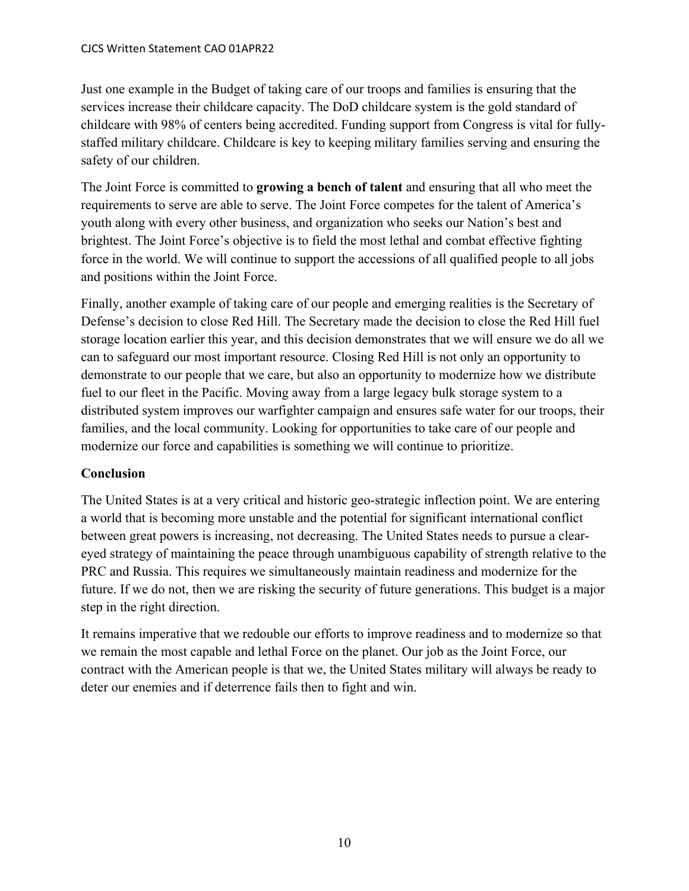Just one example in the Budget of taking care of our troops and families is ensuring that the services increase their childcare capacity. The DoD childcare system is the gold standard of childcare with 98% of centers being accredited. Funding support from Congress is vital for fully-staffed military childcare. Childcare is key to keeping military families serving and ensuring the safety of our children.

The Joint Force is committed to **growing a bench of talent** and ensuring that all who meet the requirements to serve are able to serve. The Joint Force competes for the talent of America's youth along with every other business, and organization who seeks our Nation's best and brightest. The Joint Force's objective is to field the most lethal and combat effective fighting force in the world. We will continue to support the accessions of all qualified people to all jobs and positions within the Joint Force.

Finally, another example of taking care of our people and emerging realities is the Secretary of Defense's decision to close Red Hill. The Secretary made the decision to close the Red Hill fuel storage location earlier this year, and this decision demonstrates that we will ensure we do all we can to safeguard our most important resource. Closing Red Hill is not only an opportunity to demonstrate to our people that we care, but also an opportunity to modernize how we distribute fuel to our fleet in the Pacific. Moving away from a large legacy bulk storage system to a distributed system improves our warfighter campaign and ensures safe water for our troops, their families, and the local community. Looking for opportunities to take care of our people and modernize our force and capabilities is something we will continue to prioritize.

## Conclusion

The United States is at a very critical and historic geo-strategic inflection point. We are entering a world that is becoming more unstable and the potential for significant international conflict between great powers is increasing, not decreasing. The United States needs to pursue a clear-eyed strategy of maintaining the peace through unambiguous capability of strength relative to the PRC and Russia. This requires we simultaneously maintain readiness and modernize for the future. If we do not, then we are risking the security of future generations. This budget is a major step in the right direction.

It remains imperative that we redouble our efforts to improve readiness and to modernize so that we remain the most capable and lethal Force on the planet. Our job as the Joint Force, our contract with the American people is that we, the United States military will always be ready to deter our enemies and if deterrence fails then to fight and win.